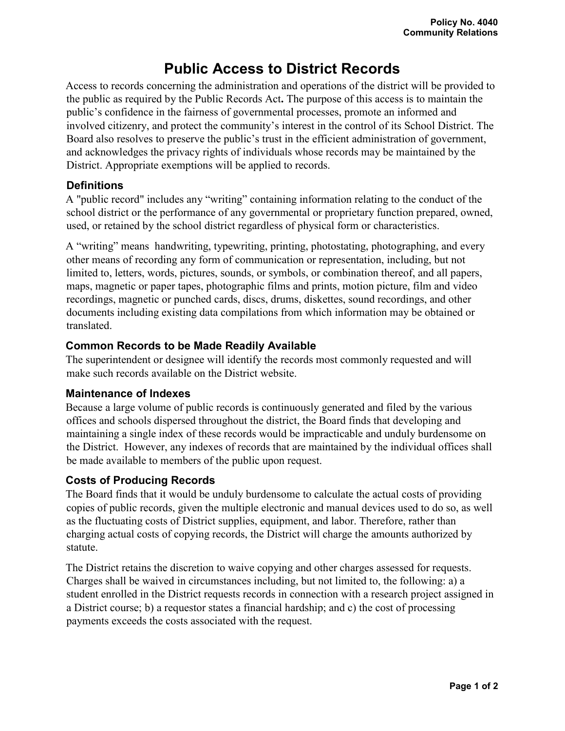Policy No. 4040
Community Relations

# Public Access to District Records

Access to records concerning the administration and operations of the district will be provided to the public as required by the Public Records Act**.** The purpose of this access is to maintain the public's confidence in the fairness of governmental processes, promote an informed and involved citizenry, and protect the community's interest in the control of its School District. The Board also resolves to preserve the public's trust in the efficient administration of government, and acknowledges the privacy rights of individuals whose records may be maintained by the District. Appropriate exemptions will be applied to records.

## Definitions

A "public record" includes any "writing" containing information relating to the conduct of the school district or the performance of any governmental or proprietary function prepared, owned, used, or retained by the school district regardless of physical form or characteristics.

A "writing" means handwriting, typewriting, printing, photostating, photographing, and every other means of recording any form of communication or representation, including, but not limited to, letters, words, pictures, sounds, or symbols, or combination thereof, and all papers, maps, magnetic or paper tapes, photographic films and prints, motion picture, film and video recordings, magnetic or punched cards, discs, drums, diskettes, sound recordings, and other documents including existing data compilations from which information may be obtained or translated.

## Common Records to be Made Readily Available

The superintendent or designee will identify the records most commonly requested and will make such records available on the District website.

## Maintenance of Indexes

Because a large volume of public records is continuously generated and filed by the various offices and schools dispersed throughout the district, the Board finds that developing and maintaining a single index of these records would be impracticable and unduly burdensome on the District. However, any indexes of records that are maintained by the individual offices shall be made available to members of the public upon request.

## Costs of Producing Records

The Board finds that it would be unduly burdensome to calculate the actual costs of providing copies of public records, given the multiple electronic and manual devices used to do so, as well as the fluctuating costs of District supplies, equipment, and labor. Therefore, rather than charging actual costs of copying records, the District will charge the amounts authorized by statute.

The District retains the discretion to waive copying and other charges assessed for requests. Charges shall be waived in circumstances including, but not limited to, the following: a) a student enrolled in the District requests records in connection with a research project assigned in a District course; b) a requestor states a financial hardship; and c) the cost of processing payments exceeds the costs associated with the request.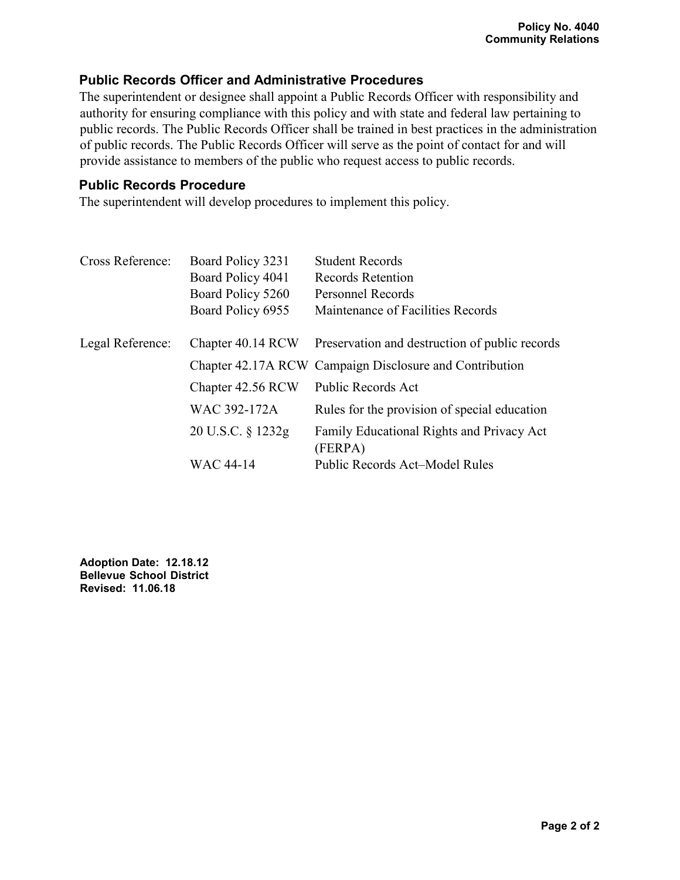## Public Records Officer and Administrative Procedures

The superintendent or designee shall appoint a Public Records Officer with responsibility and authority for ensuring compliance with this policy and with state and federal law pertaining to public records. The Public Records Officer shall be trained in best practices in the administration of public records. The Public Records Officer will serve as the point of contact for and will provide assistance to members of the public who request access to public records.

## Public Records Procedure

The superintendent will develop procedures to implement this policy.

| | | |
|---|---|---|
| Cross Reference: | Board Policy 3231 | Student Records |
| | Board Policy 4041 | Records Retention |
| | Board Policy 5260 | Personnel Records |
| | Board Policy 6955 | Maintenance of Facilities Records |
| Legal Reference: | Chapter 40.14 RCW | Preservation and destruction of public records |
| | Chapter 42.17A RCW | Campaign Disclosure and Contribution |
| | Chapter 42.56 RCW | Public Records Act |
| | WAC 392-172A | Rules for the provision of special education |
| | 20 U.S.C. § 1232g | Family Educational Rights and Privacy Act (FERPA) |
| | WAC 44-14 | Public Records Act–Model Rules |

**Adoption Date: 12.18.12**
**Bellevue School District**
**Revised: 11.06.18**